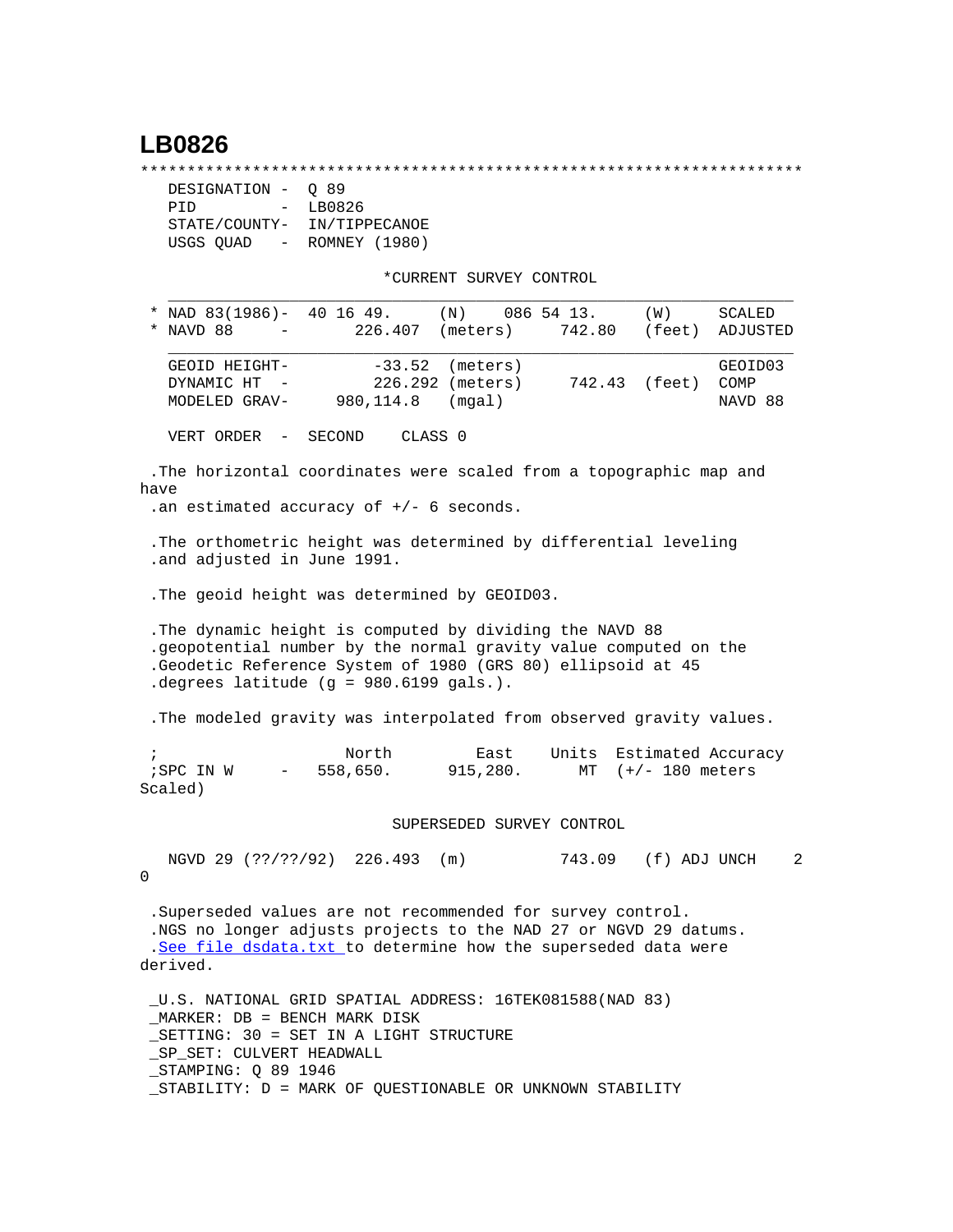# LB0826

```
***********************************************************************
   DESIGNATION -  Q 89
   PID         -  LB0826
   STATE/COUNTY-  IN/TIPPECANOE
   USGS QUAD   -  ROMNEY (1980)

                            *CURRENT SURVEY CONTROL
   ___________________________________________________________________
 * NAD 83(1986)-  40 16 49.     (N)    086 54 13.     (W)     SCALED
 * NAVD 88     -       226.407  (meters)     742.80   (feet)  ADJUSTED
   ___________________________________________________________________
   GEOID HEIGHT-        -33.52  (meters)                      GEOID03
   DYNAMIC HT  -        226.292 (meters)      742.43  (feet)  COMP
   MODELED GRAV-      980,114.8   (mgal)                      NAVD 88

   VERT ORDER  -  SECOND     CLASS 0

 .The horizontal coordinates were scaled from a topographic map and
have
 .an estimated accuracy of +/- 6 seconds.

 .The orthometric height was determined by differential leveling
 .and adjusted in June 1991.

 .The geoid height was determined by GEOID03.

 .The dynamic height is computed by dividing the NAVD 88
 .geopotential number by the normal gravity value computed on the
 .Geodetic Reference System of 1980 (GRS 80) ellipsoid at 45
 .degrees latitude (g = 980.6199 gals.).

 .The modeled gravity was interpolated from observed gravity values.

 ;                   North         East     Units  Estimated Accuracy
 ;SPC IN W     -   558,650.      915,280.     MT  (+/- 180 meters
Scaled)

                             SUPERSEDED SURVEY CONTROL

   NGVD 29 (??/??/92)  226.493  (m)          743.09   (f) ADJ UNCH    2
0

 .Superseded values are not recommended for survey control.
 .NGS no longer adjusts projects to the NAD 27 or NGVD 29 datums.
 .See file dsdata.txt to determine how the superseded data were
derived.

 _U.S. NATIONAL GRID SPATIAL ADDRESS: 16TEK081588(NAD 83)
 _MARKER: DB = BENCH MARK DISK
 _SETTING: 30 = SET IN A LIGHT STRUCTURE
 _SP_SET: CULVERT HEADWALL
 _STAMPING: Q 89 1946
 _STABILITY: D = MARK OF QUESTIONABLE OR UNKNOWN STABILITY
```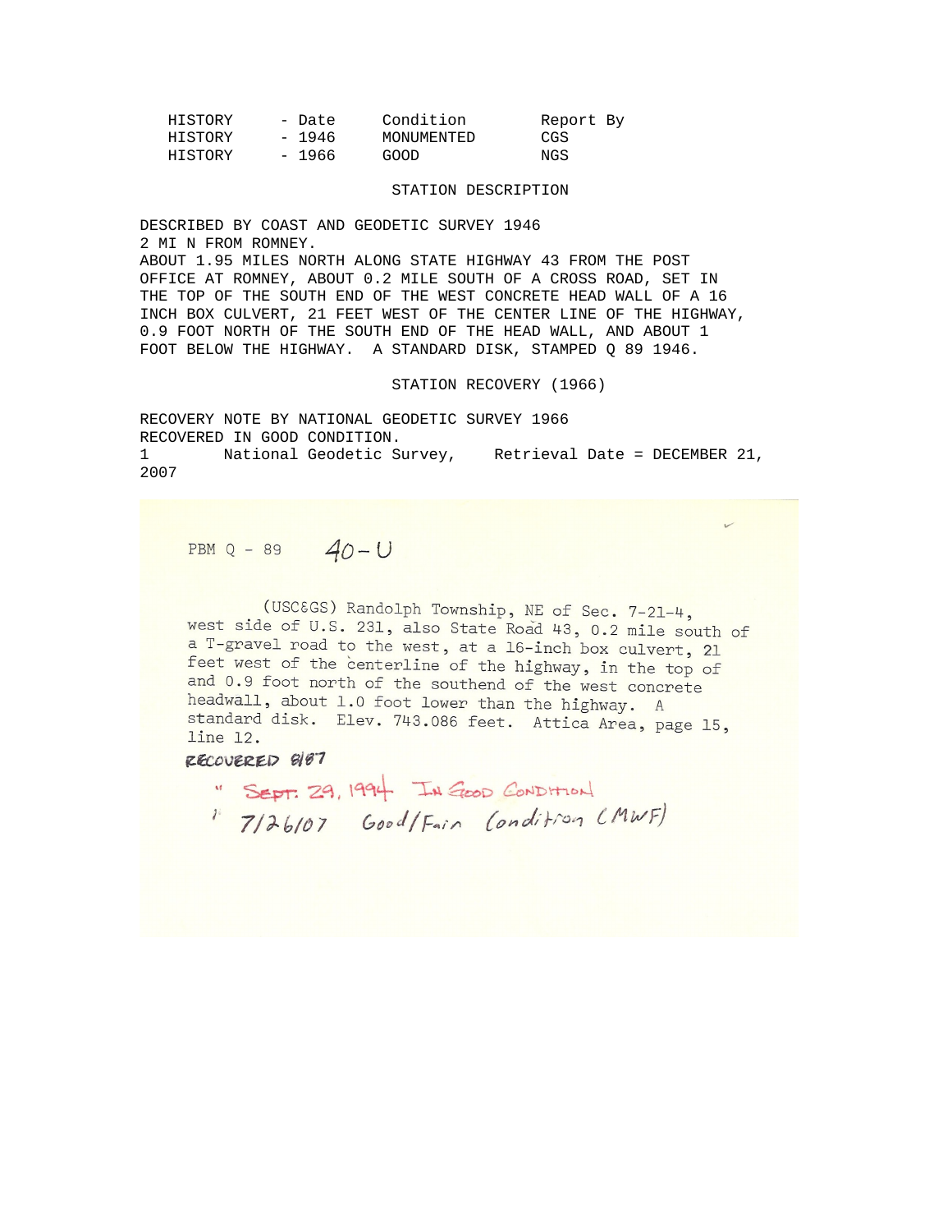| HISTORY | - Date | Condition | Report By |
|---|---|---|---|
| HISTORY | - 1946 | MONUMENTED | CGS |
| HISTORY | - 1966 | GOOD | NGS |

STATION DESCRIPTION

DESCRIBED BY COAST AND GEODETIC SURVEY 1946
2 MI N FROM ROMNEY.
ABOUT 1.95 MILES NORTH ALONG STATE HIGHWAY 43 FROM THE POST OFFICE AT ROMNEY, ABOUT 0.2 MILE SOUTH OF A CROSS ROAD, SET IN THE TOP OF THE SOUTH END OF THE WEST CONCRETE HEAD WALL OF A 16 INCH BOX CULVERT, 21 FEET WEST OF THE CENTER LINE OF THE HIGHWAY, 0.9 FOOT NORTH OF THE SOUTH END OF THE HEAD WALL, AND ABOUT 1 FOOT BELOW THE HIGHWAY. A STANDARD DISK, STAMPED Q 89 1946.

STATION RECOVERY (1966)

RECOVERY NOTE BY NATIONAL GEODETIC SURVEY 1966
RECOVERED IN GOOD CONDITION.
1 National Geodetic Survey, Retrieval Date = DECEMBER 21, 2007

PBM Q - 89 40-U

(USC&GS) Randolph Township, NE of Sec. 7-21-4, west side of U.S. 231, also State Road 43, 0.2 mile south of a T-gravel road to the west, at a 16-inch box culvert, 21 feet west of the centerline of the highway, in the top of and 0.9 foot north of the southend of the west concrete headwall, about 1.0 foot lower than the highway. A standard disk. Elev. 743.086 feet. Attica Area, page 15, line 12.

RECOVERED 8/87
" SEPT. 29, 1994 IN GOOD CONDITION
" 7/26/07 Good/Fair Condition (MWF)